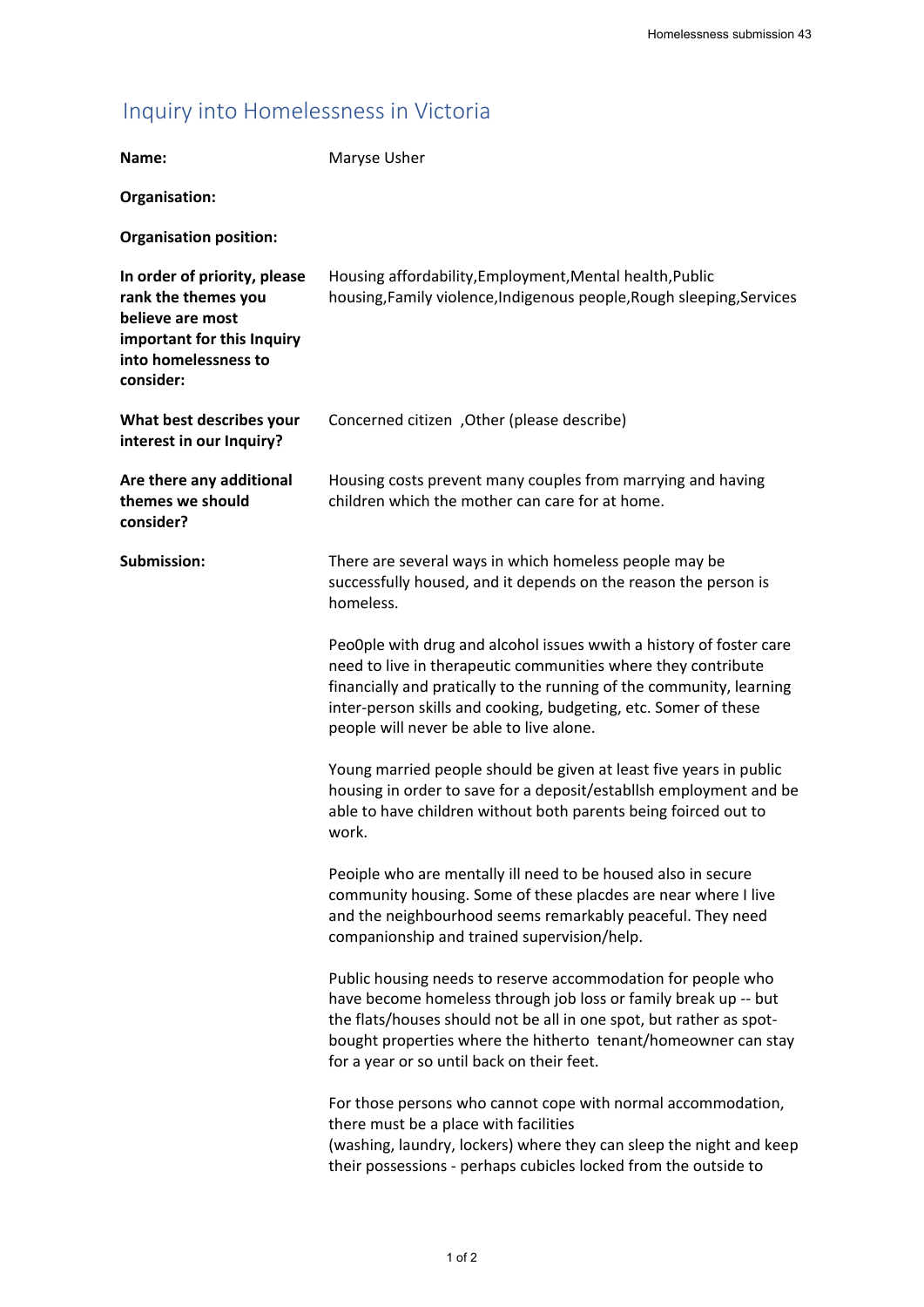# Inquiry into Homelessness in Victoria

**Name:** Maryse Usher

**Organisation:**

**Organisation position:**

**In order of priority, please rank the themes you believe are most important for this Inquiry into homelessness to consider:** Housing affordability,Employment,Mental health,Public housing,Family violence,Indigenous people,Rough sleeping,Services

**What best describes your interest in our Inquiry?** Concerned citizen ,Other (please describe)

**Are there any additional themes we should consider?** Housing costs prevent many couples from marrying and having children which the mother can care for at home.

**Submission:**

There are several ways in which homeless people may be successfully housed, and it depends on the reason the person is homeless.

Peo0ple with drug and alcohol issues wwith a history of foster care need to live in therapeutic communities where they contribute financially and pratically to the running of the community, learning inter-person skills and cooking, budgeting, etc. Somer of these people will never be able to live alone.

Young married people should be given at least five years in public housing in order to save for a deposit/establlsh employment and be able to have children without both parents being foirced out to work.

Peoiple who are mentally ill need to be housed also in secure community housing. Some of these placdes are near where I live and the neighbourhood seems remarkably peaceful. They need companionship and trained supervision/help.

Public housing needs to reserve accommodation for people who have become homeless through job loss or family break up -- but the flats/houses should not be all in one spot, but rather as spot-bought properties where the hitherto tenant/homeowner can stay for a year or so until back on their feet.

For those persons who cannot cope with normal accommodation, there must be a place with facilities
(washing, laundry, lockers) where they can sleep the night and keep their possessions - perhaps cubicles locked from the outside to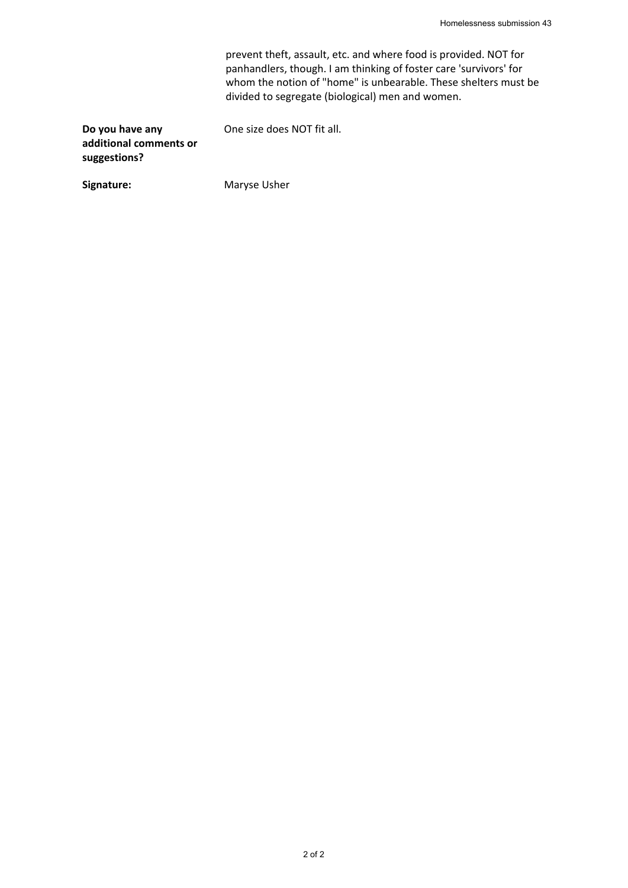prevent theft, assault, etc. and where food is provided. NOT for panhandlers, though. I am thinking of foster care 'survivors' for whom the notion of "home" is unbearable. These shelters must be divided to segregate (biological) men and women.

**Do you have any additional comments or suggestions?**

One size does NOT fit all.

**Signature:**

Maryse Usher